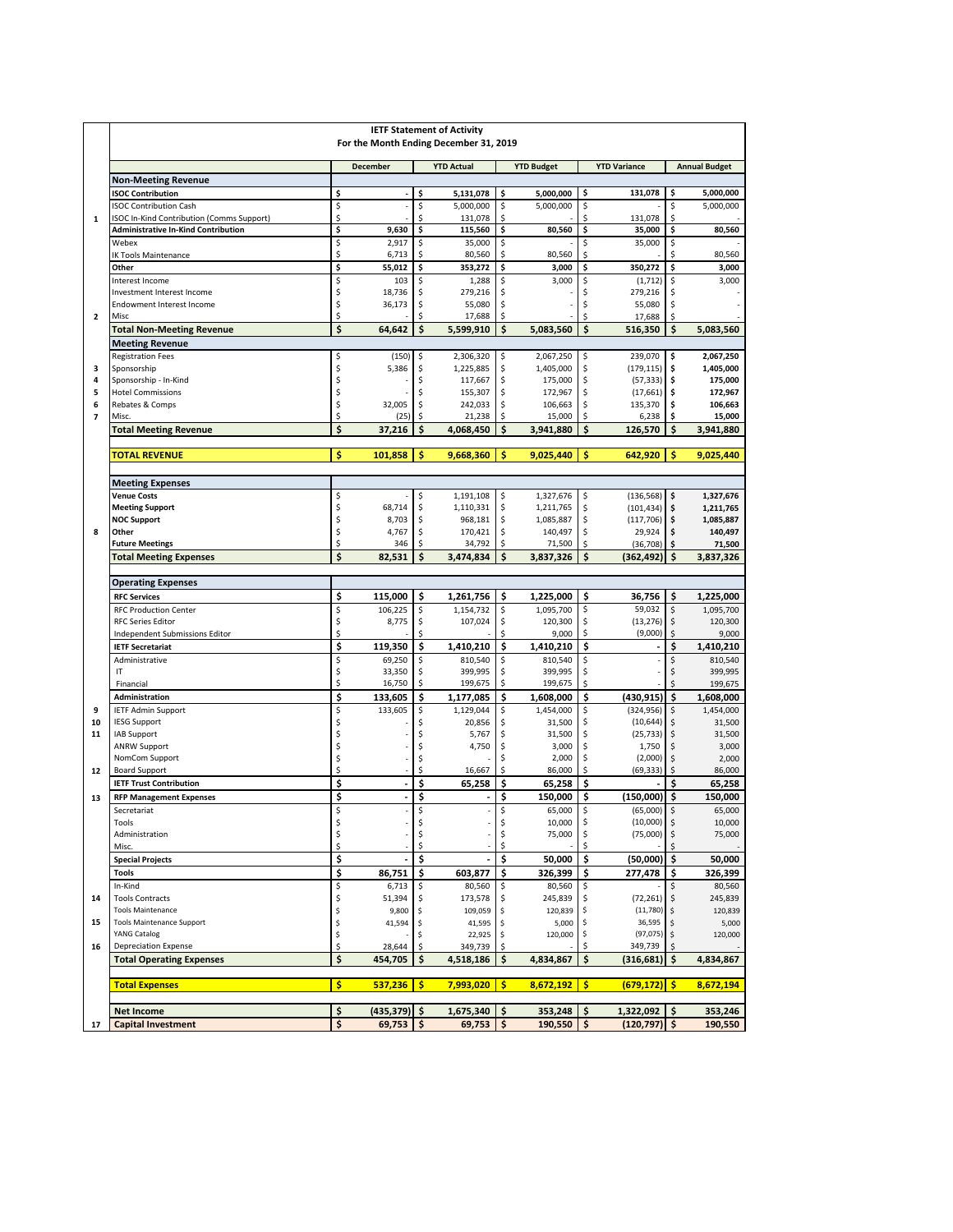## IETF Statement of Activity

### For the Month Ending December 31, 2019

| | | December | YTD Actual | YTD Budget | YTD Variance | Annual Budget |
|---|---|---|---|---|---|---|
| | **Non-Meeting Revenue** | | | | | |
| | **ISOC Contribution** | $ - | $ 5,131,078 | $ 5,000,000 | $ 131,078 | $ 5,000,000 |
| | ISOC Contribution Cash | $ - | $ 5,000,000 | $ 5,000,000 | $ - | $ 5,000,000 |
| 1 | ISOC In-Kind Contribution (Comms Support) | $ - | $ 131,078 | $ - | $ 131,078 | $ - |
| | **Administrative In-Kind Contribution** | $ 9,630 | $ 115,560 | $ 80,560 | $ 35,000 | $ 80,560 |
| | Webex | $ 2,917 | $ 35,000 | $ - | $ 35,000 | $ - |
| | IK Tools Maintenance | $ 6,713 | $ 80,560 | $ 80,560 | $ - | $ 80,560 |
| | **Other** | $ 55,012 | $ 353,272 | $ 3,000 | $ 350,272 | $ 3,000 |
| | Interest Income | $ 103 | $ 1,288 | $ 3,000 | $ (1,712) | $ 3,000 |
| | Investment Interest Income | $ 18,736 | $ 279,216 | $ - | $ 279,216 | $ - |
| | Endowment Interest Income | $ 36,173 | $ 55,080 | $ - | $ 55,080 | $ - |
| 2 | Misc | $ - | $ 17,688 | $ - | $ 17,688 | $ - |
| | **Total Non-Meeting Revenue** | **$ 64,642** | **$ 5,599,910** | **$ 5,083,560** | **$ 516,350** | **$ 5,083,560** |
| | **Meeting Revenue** | | | | | |
| | Registration Fees | $ (150) | $ 2,306,320 | $ 2,067,250 | $ 239,070 | $ 2,067,250 |
| 3 | Sponsorship | $ 5,386 | $ 1,225,885 | $ 1,405,000 | $ (179,115) | $ 1,405,000 |
| 4 | Sponsorship - In-Kind | $ - | $ 117,667 | $ 175,000 | $ (57,333) | $ 175,000 |
| 5 | Hotel Commissions | $ - | $ 155,307 | $ 172,967 | $ (17,661) | $ 172,967 |
| 6 | Rebates & Comps | $ 32,005 | $ 242,033 | $ 106,663 | $ 135,370 | $ 106,663 |
| 7 | Misc. | $ (25) | $ 21,238 | $ 15,000 | $ 6,238 | $ 15,000 |
| | **Total Meeting Revenue** | **$ 37,216** | **$ 4,068,450** | **$ 3,941,880** | **$ 126,570** | **$ 3,941,880** |
| | **TOTAL REVENUE** | **$ 101,858** | **$ 9,668,360** | **$ 9,025,440** | **$ 642,920** | **$ 9,025,440** |
| | **Meeting Expenses** | | | | | |
| | **Venue Costs** | $ - | $ 1,191,108 | $ 1,327,676 | $ (136,568) | $ 1,327,676 |
| | **Meeting Support** | $ 68,714 | $ 1,110,331 | $ 1,211,765 | $ (101,434) | $ 1,211,765 |
| | **NOC Support** | $ 8,703 | $ 968,181 | $ 1,085,887 | $ (117,706) | $ 1,085,887 |
| 8 | **Other** | $ 4,767 | $ 170,421 | $ 140,497 | $ 29,924 | $ 140,497 |
| | **Future Meetings** | $ 346 | $ 34,792 | $ 71,500 | $ (36,708) | $ 71,500 |
| | **Total Meeting Expenses** | **$ 82,531** | **$ 3,474,834** | **$ 3,837,326** | **$ (362,492)** | **$ 3,837,326** |
| | **Operating Expenses** | | | | | |
| | **RFC Services** | $ 115,000 | $ 1,261,756 | $ 1,225,000 | $ 36,756 | $ 1,225,000 |
| | RFC Production Center | $ 106,225 | $ 1,154,732 | $ 1,095,700 | $ 59,032 | $ 1,095,700 |
| | RFC Series Editor | $ 8,775 | $ 107,024 | $ 120,300 | $ (13,276) | $ 120,300 |
| | Independent Submissions Editor | $ - | $ - | $ 9,000 | $ (9,000) | $ 9,000 |
| | **IETF Secretariat** | $ 119,350 | $ 1,410,210 | $ 1,410,210 | $ - | $ 1,410,210 |
| | Administrative | $ 69,250 | $ 810,540 | $ 810,540 | $ - | $ 810,540 |
| | IT | $ 33,350 | $ 399,995 | $ 399,995 | $ - | $ 399,995 |
| | Financial | $ 16,750 | $ 199,675 | $ 199,675 | $ - | $ 199,675 |
| | **Administration** | $ 133,605 | $ 1,177,085 | $ 1,608,000 | $ (430,915) | $ 1,608,000 |
| 9 | IETF Admin Support | $ 133,605 | $ 1,129,044 | $ 1,454,000 | $ (324,956) | $ 1,454,000 |
| 10 | IESG Support | $ - | $ 20,856 | $ 31,500 | $ (10,644) | $ 31,500 |
| 11 | IAB Support | $ - | $ 5,767 | $ 31,500 | $ (25,733) | $ 31,500 |
| | ANRW Support | $ - | $ 4,750 | $ 3,000 | $ 1,750 | $ 3,000 |
| | NomCom Support | $ - | $ - | $ 2,000 | $ (2,000) | $ 2,000 |
| 12 | Board Support | $ - | $ 16,667 | $ 86,000 | $ (69,333) | $ 86,000 |
| | **IETF Trust Contribution** | $ - | $ 65,258 | $ 65,258 | $ - | $ 65,258 |
| 13 | **RFP Management Expenses** | $ - | $ - | $ 150,000 | $ (150,000) | $ 150,000 |
| | Secretariat | $ - | $ - | $ 65,000 | $ (65,000) | $ 65,000 |
| | Tools | $ - | $ - | $ 10,000 | $ (10,000) | $ 10,000 |
| | Administration | $ - | $ - | $ 75,000 | $ (75,000) | $ 75,000 |
| | Misc. | $ - | $ - | $ - | $ - | $ - |
| | **Special Projects** | $ - | $ - | $ 50,000 | $ (50,000) | $ 50,000 |
| | **Tools** | $ 86,751 | $ 603,877 | $ 326,399 | $ 277,478 | $ 326,399 |
| | In-Kind | $ 6,713 | $ 80,560 | $ 80,560 | $ - | $ 80,560 |
| 14 | Tools Contracts | $ 51,394 | $ 173,578 | $ 245,839 | $ (72,261) | $ 245,839 |
| | Tools Maintenance | $ 9,800 | $ 109,059 | $ 120,839 | $ (11,780) | $ 120,839 |
| 15 | Tools Maintenance Support | $ 41,594 | $ 41,595 | $ 5,000 | $ 36,595 | $ 5,000 |
| | YANG Catalog | $ - | $ 22,925 | $ 120,000 | $ (97,075) | $ 120,000 |
| 16 | Depreciation Expense | $ 28,644 | $ 349,739 | $ - | $ 349,739 | $ - |
| | **Total Operating Expenses** | **$ 454,705** | **$ 4,518,186** | **$ 4,834,867** | **$ (316,681)** | **$ 4,834,867** |
| | **Total Expenses** | **$ 537,236** | **$ 7,993,020** | **$ 8,672,192** | **$ (679,172)** | **$ 8,672,194** |
| | **Net Income** | **$ (435,379)** | **$ 1,675,340** | **$ 353,248** | **$ 1,322,092** | **$ 353,246** |
| 17 | **Capital Investment** | **$ 69,753** | **$ 69,753** | **$ 190,550** | **$ (120,797)** | **$ 190,550** |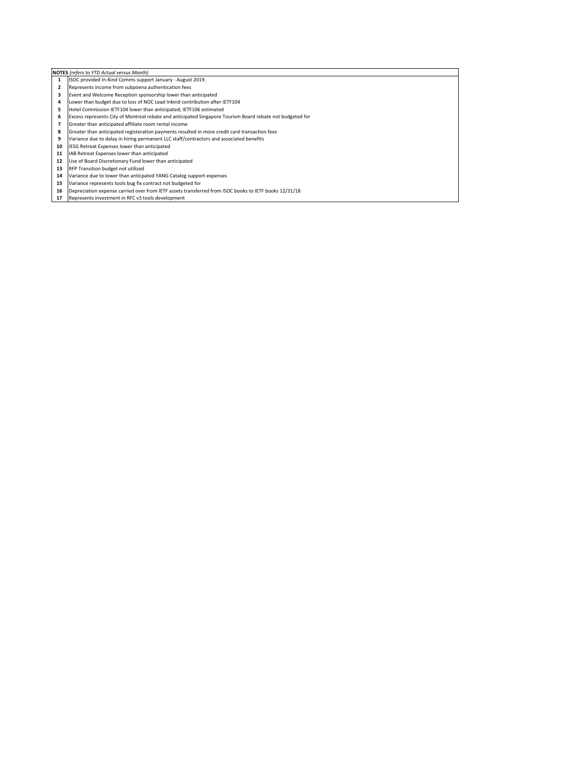| **NOTES** *(refers to YTD Actual versus Month)* | |
| --- | --- |
| **1** | ISOC provided In-Kind Comms support January - August 2019. |
| **2** | Represents income from subpoena authentication fees |
| **3** | Event and Welcome Reception sponsorship lower than anticipated |
| **4** | Lower than budget due to loss of NOC Lead Inkind contribution after IETF104 |
| **5** | Hotel Commission IETF104 lower than anticipated; IETF106 estimated |
| **6** | Excess represents City of Montreal rebate and anticipated Singapore Tourism Board rebate not budgeted for |
| **7** | Greater than anticipated affiliate room rental income |
| **8** | Greater than anticipated registeration payments resulted in more credit card transaction fees |
| **9** | Variance due to delay in hiring permanent LLC staff/contractors and associated benefits |
| **10** | IESG Retreat Expenses lower than anticipated |
| **11** | IAB Retreat Expenses lower than anticipated |
| **12** | Use of Board Discretionary Fund lower than anticipated |
| **13** | RFP Transition budget not utilized |
| **14** | Variance due to lower than anticpated YANG Catalog support expenses |
| **15** | Variance represents tools bug fix contract not budgeted for |
| **16** | Depreciation expense carried over from IETF assets transferred from ISOC books to IETF books 12/31/18 |
| **17** | Represents investment in RFC v3 tools development |